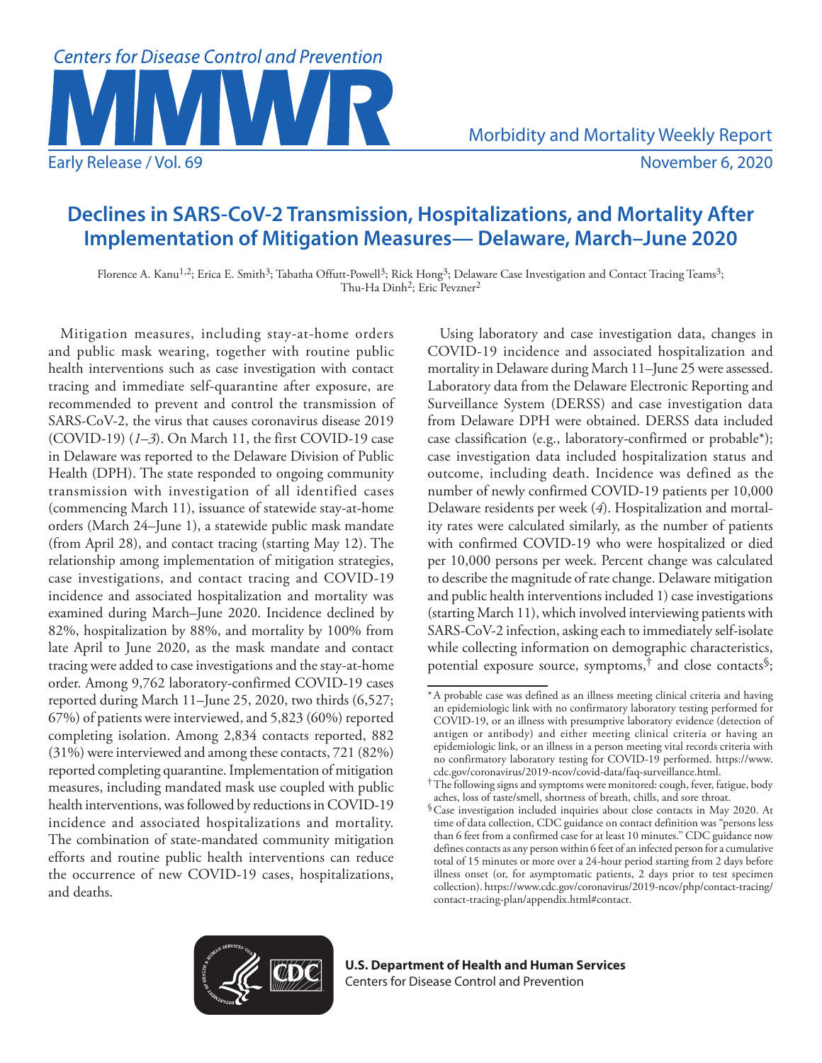# Declines in SARS-CoV-2 Transmission, Hospitalizations, and Mortality After Implementation of Mitigation Measures— Delaware, March–June 2020

Florence A. Kanu[1,2]; Erica E. Smith[3]; Tabatha Offutt-Powell[3]; Rick Hong[3]; Delaware Case Investigation and Contact Tracing Teams[3]; Thu-Ha Dinh[2]; Eric Pevzner[2]

Mitigation measures, including stay-at-home orders and public mask wearing, together with routine public health interventions such as case investigation with contact tracing and immediate self-quarantine after exposure, are recommended to prevent and control the transmission of SARS-CoV-2, the virus that causes coronavirus disease 2019 (COVID-19) (*1*–*3*). On March 11, the first COVID-19 case in Delaware was reported to the Delaware Division of Public Health (DPH). The state responded to ongoing community transmission with investigation of all identified cases (commencing March 11), issuance of statewide stay-at-home orders (March 24–June 1), a statewide public mask mandate (from April 28), and contact tracing (starting May 12). The relationship among implementation of mitigation strategies, case investigations, and contact tracing and COVID-19 incidence and associated hospitalization and mortality was examined during March–June 2020. Incidence declined by 82%, hospitalization by 88%, and mortality by 100% from late April to June 2020, as the mask mandate and contact tracing were added to case investigations and the stay-at-home order. Among 9,762 laboratory-confirmed COVID-19 cases reported during March 11–June 25, 2020, two thirds (6,527; 67%) of patients were interviewed, and 5,823 (60%) reported completing isolation. Among 2,834 contacts reported, 882 (31%) were interviewed and among these contacts, 721 (82%) reported completing quarantine. Implementation of mitigation measures, including mandated mask use coupled with public health interventions, was followed by reductions in COVID-19 incidence and associated hospitalizations and mortality. The combination of state-mandated community mitigation efforts and routine public health interventions can reduce the occurrence of new COVID-19 cases, hospitalizations, and deaths.

Using laboratory and case investigation data, changes in COVID-19 incidence and associated hospitalization and mortality in Delaware during March 11–June 25 were assessed. Laboratory data from the Delaware Electronic Reporting and Surveillance System (DERSS) and case investigation data from Delaware DPH were obtained. DERSS data included case classification (e.g., laboratory-confirmed or probable*); case investigation data included hospitalization status and outcome, including death. Incidence was defined as the number of newly confirmed COVID-19 patients per 10,000 Delaware residents per week (*4*). Hospitalization and mortality rates were calculated similarly, as the number of patients with confirmed COVID-19 who were hospitalized or died per 10,000 persons per week. Percent change was calculated to describe the magnitude of rate change. Delaware mitigation and public health interventions included 1) case investigations (starting March 11), which involved interviewing patients with SARS-CoV-2 infection, asking each to immediately self-isolate while collecting information on demographic characteristics, potential exposure source, symptoms,† and close contacts§;

\* A probable case was defined as an illness meeting clinical criteria and having an epidemiologic link with no confirmatory laboratory testing performed for COVID-19, or an illness with presumptive laboratory evidence (detection of antigen or antibody) and either meeting clinical criteria or having an epidemiologic link, or an illness in a person meeting vital records criteria with no confirmatory laboratory testing for COVID-19 performed. https://www.cdc.gov/coronavirus/2019-ncov/covid-data/faq-surveillance.html.

† The following signs and symptoms were monitored: cough, fever, fatigue, body aches, loss of taste/smell, shortness of breath, chills, and sore throat.

§ Case investigation included inquiries about close contacts in May 2020. At time of data collection, CDC guidance on contact definition was "persons less than 6 feet from a confirmed case for at least 10 minutes." CDC guidance now defines contacts as any person within 6 feet of an infected person for a cumulative total of 15 minutes or more over a 24-hour period starting from 2 days before illness onset (or, for asymptomatic patients, 2 days prior to test specimen collection). https://www.cdc.gov/coronavirus/2019-ncov/php/contact-tracing/contact-tracing-plan/appendix.html#contact.

**U.S. Department of Health and Human Services**
Centers for Disease Control and Prevention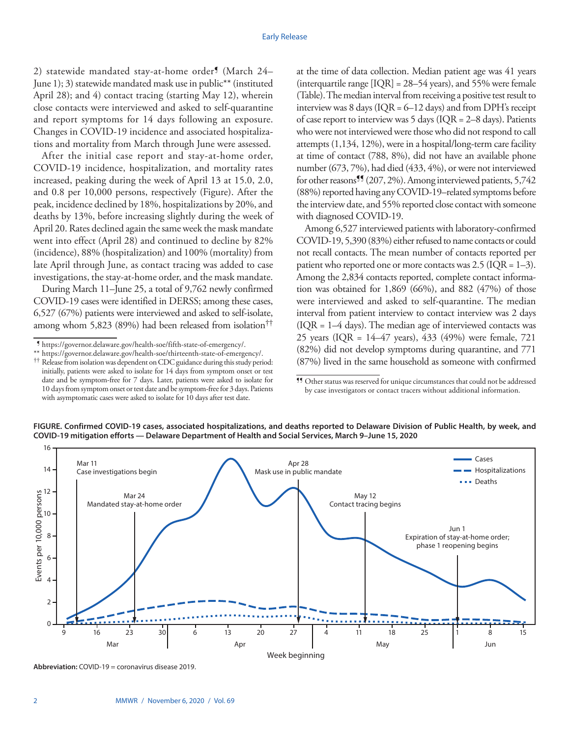2) statewide mandated stay-at-home order[¶] (March 24–June 1); 3) statewide mandated mask use in public[**] (instituted April 28); and 4) contact tracing (starting May 12), wherein close contacts were interviewed and asked to self-quarantine and report symptoms for 14 days following an exposure. Changes in COVID-19 incidence and associated hospitalizations and mortality from March through June were assessed.

After the initial case report and stay-at-home order, COVID-19 incidence, hospitalization, and mortality rates increased, peaking during the week of April 13 at 15.0, 2.0, and 0.8 per 10,000 persons, respectively (Figure). After the peak, incidence declined by 18%, hospitalizations by 20%, and deaths by 13%, before increasing slightly during the week of April 20. Rates declined again the same week the mask mandate went into effect (April 28) and continued to decline by 82% (incidence), 88% (hospitalization) and 100% (mortality) from late April through June, as contact tracing was added to case investigations, the stay-at-home order, and the mask mandate.

During March 11–June 25, a total of 9,762 newly confirmed COVID-19 cases were identified in DERSS; among these cases, 6,527 (67%) patients were interviewed and asked to self-isolate, among whom 5,823 (89%) had been released from isolation[††] at the time of data collection. Median patient age was 41 years (interquartile range [IQR] = 28–54 years), and 55% were female (Table). The median interval from receiving a positive test result to interview was 8 days (IQR = 6–12 days) and from DPH's receipt of case report to interview was 5 days (IQR = 2–8 days). Patients who were not interviewed were those who did not respond to call attempts (1,134, 12%), were in a hospital/long-term care facility at time of contact (788, 8%), did not have an available phone number (673, 7%), had died (433, 4%), or were not interviewed for other reasons[¶¶] (207, 2%). Among interviewed patients, 5,742 (88%) reported having any COVID-19–related symptoms before the interview date, and 55% reported close contact with someone with diagnosed COVID-19.

Among 6,527 interviewed patients with laboratory-confirmed COVID-19, 5,390 (83%) either refused to name contacts or could not recall contacts. The mean number of contacts reported per patient who reported one or more contacts was 2.5 (IQR = 1–3). Among the 2,834 contacts reported, complete contact information was obtained for 1,869 (66%), and 882 (47%) of those were interviewed and asked to self-quarantine. The median interval from patient interview to contact interview was 2 days (IQR = 1–4 days). The median age of interviewed contacts was 25 years (IQR = 14–47 years), 433 (49%) were female, 721 (82%) did not develop symptoms during quarantine, and 771 (87%) lived in the same household as someone with confirmed

[¶] https://governor.delaware.gov/health-soe/fifth-state-of-emergency/.

[**] https://governor.delaware.gov/health-soe/thirteenth-state-of-emergency/.

[††] Release from isolation was dependent on CDC guidance during this study period: initially, patients were asked to isolate for 14 days from symptom onset or test date and be symptom-free for 7 days. Later, patients were asked to isolate for 10 days from symptom onset or test date and be symptom-free for 3 days. Patients with asymptomatic cases were asked to isolate for 10 days after test date.

[¶¶] Other status was reserved for unique circumstances that could not be addressed by case investigators or contact tracers without additional information.

**FIGURE. Confirmed COVID-19 cases, associated hospitalizations, and deaths reported to Delaware Division of Public Health, by week, and COVID-19 mitigation efforts — Delaware Department of Health and Social Services, March 9–June 15, 2020**

**Abbreviation:** COVID-19 = coronavirus disease 2019.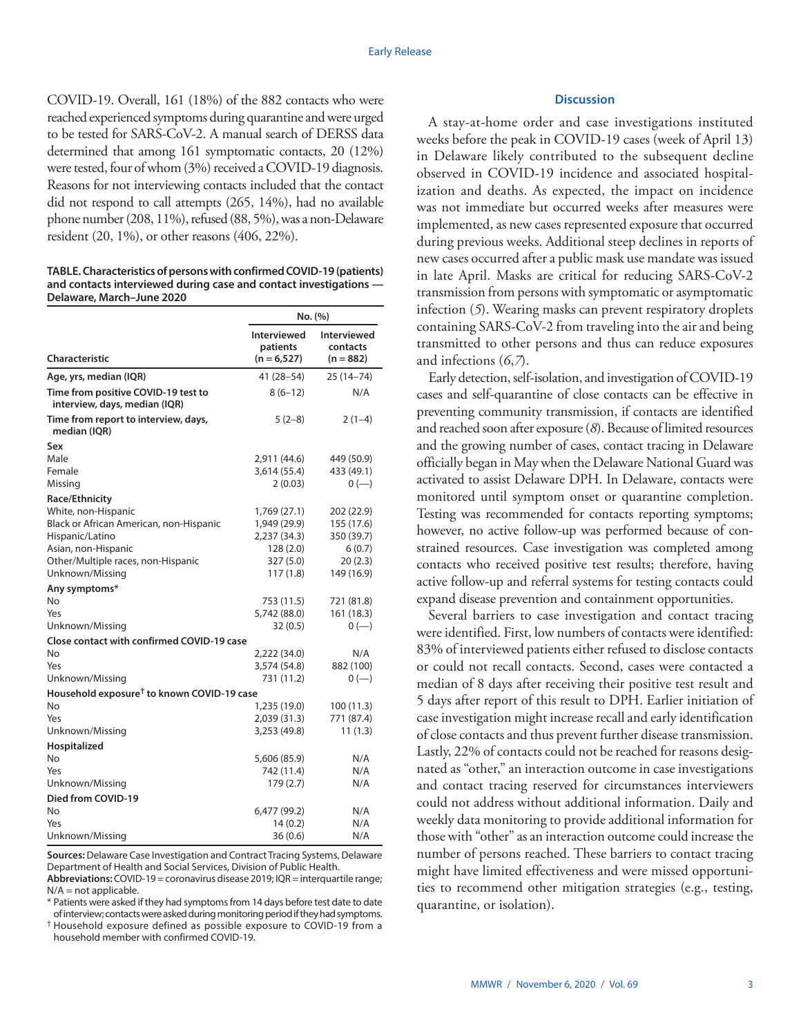COVID-19. Overall, 161 (18%) of the 882 contacts who were reached experienced symptoms during quarantine and were urged to be tested for SARS-CoV-2. A manual search of DERSS data determined that among 161 symptomatic contacts, 20 (12%) were tested, four of whom (3%) received a COVID-19 diagnosis. Reasons for not interviewing contacts included that the contact did not respond to call attempts (265, 14%), had no available phone number (208, 11%), refused (88, 5%), was a non-Delaware resident (20, 1%), or other reasons (406, 22%).

**TABLE. Characteristics of persons with confirmed COVID-19 (patients) and contacts interviewed during case and contact investigations — Delaware, March–June 2020**

| Characteristic | No. (%) | |
|---|---|---|
| | Interviewed patients (n = 6,527) | Interviewed contacts (n = 882) |
| **Age, yrs, median (IQR)** | 41 (28–54) | 25 (14–74) |
| **Time from positive COVID-19 test to interview, days, median (IQR)** | 8 (6–12) | N/A |
| **Time from report to interview, days, median (IQR)** | 5 (2–8) | 2 (1–4) |
| **Sex** | | |
| Male | 2,911 (44.6) | 449 (50.9) |
| Female | 3,614 (55.4) | 433 (49.1) |
| Missing | 2 (0.03) | 0 (—) |
| **Race/Ethnicity** | | |
| White, non-Hispanic | 1,769 (27.1) | 202 (22.9) |
| Black or African American, non-Hispanic | 1,949 (29.9) | 155 (17.6) |
| Hispanic/Latino | 2,237 (34.3) | 350 (39.7) |
| Asian, non-Hispanic | 128 (2.0) | 6 (0.7) |
| Other/Multiple races, non-Hispanic | 327 (5.0) | 20 (2.3) |
| Unknown/Missing | 117 (1.8) | 149 (16.9) |
| **Any symptoms*** | | |
| No | 753 (11.5) | 721 (81.8) |
| Yes | 5,742 (88.0) | 161 (18.3) |
| Unknown/Missing | 32 (0.5) | 0 (—) |
| **Close contact with confirmed COVID-19 case** | | |
| No | 2,222 (34.0) | N/A |
| Yes | 3,574 (54.8) | 882 (100) |
| Unknown/Missing | 731 (11.2) | 0 (—) |
| **Household exposure† to known COVID-19 case** | | |
| No | 1,235 (19.0) | 100 (11.3) |
| Yes | 2,039 (31.3) | 771 (87.4) |
| Unknown/Missing | 3,253 (49.8) | 11 (1.3) |
| **Hospitalized** | | |
| No | 5,606 (85.9) | N/A |
| Yes | 742 (11.4) | N/A |
| Unknown/Missing | 179 (2.7) | N/A |
| **Died from COVID-19** | | |
| No | 6,477 (99.2) | N/A |
| Yes | 14 (0.2) | N/A |
| Unknown/Missing | 36 (0.6) | N/A |

**Sources:** Delaware Case Investigation and Contract Tracing Systems, Delaware Department of Health and Social Services, Division of Public Health.

**Abbreviations:** COVID-19 = coronavirus disease 2019; IQR = interquartile range; N/A = not applicable.

\* Patients were asked if they had symptoms from 14 days before test date to date of interview; contacts were asked during monitoring period if they had symptoms.

† Household exposure defined as possible exposure to COVID-19 from a household member with confirmed COVID-19.

## Discussion

A stay-at-home order and case investigations instituted weeks before the peak in COVID-19 cases (week of April 13) in Delaware likely contributed to the subsequent decline observed in COVID-19 incidence and associated hospitalization and deaths. As expected, the impact on incidence was not immediate but occurred weeks after measures were implemented, as new cases represented exposure that occurred during previous weeks. Additional steep declines in reports of new cases occurred after a public mask use mandate was issued in late April. Masks are critical for reducing SARS-CoV-2 transmission from persons with symptomatic or asymptomatic infection (*5*). Wearing masks can prevent respiratory droplets containing SARS-CoV-2 from traveling into the air and being transmitted to other persons and thus can reduce exposures and infections (*6*,*7*).

Early detection, self-isolation, and investigation of COVID-19 cases and self-quarantine of close contacts can be effective in preventing community transmission, if contacts are identified and reached soon after exposure (*8*). Because of limited resources and the growing number of cases, contact tracing in Delaware officially began in May when the Delaware National Guard was activated to assist Delaware DPH. In Delaware, contacts were monitored until symptom onset or quarantine completion. Testing was recommended for contacts reporting symptoms; however, no active follow-up was performed because of constrained resources. Case investigation was completed among contacts who received positive test results; therefore, having active follow-up and referral systems for testing contacts could expand disease prevention and containment opportunities.

Several barriers to case investigation and contact tracing were identified. First, low numbers of contacts were identified: 83% of interviewed patients either refused to disclose contacts or could not recall contacts. Second, cases were contacted a median of 8 days after receiving their positive test result and 5 days after report of this result to DPH. Earlier initiation of case investigation might increase recall and early identification of close contacts and thus prevent further disease transmission. Lastly, 22% of contacts could not be reached for reasons designated as "other," an interaction outcome in case investigations and contact tracing reserved for circumstances interviewers could not address without additional information. Daily and weekly data monitoring to provide additional information for those with "other" as an interaction outcome could increase the number of persons reached. These barriers to contact tracing might have limited effectiveness and were missed opportunities to recommend other mitigation strategies (e.g., testing, quarantine, or isolation).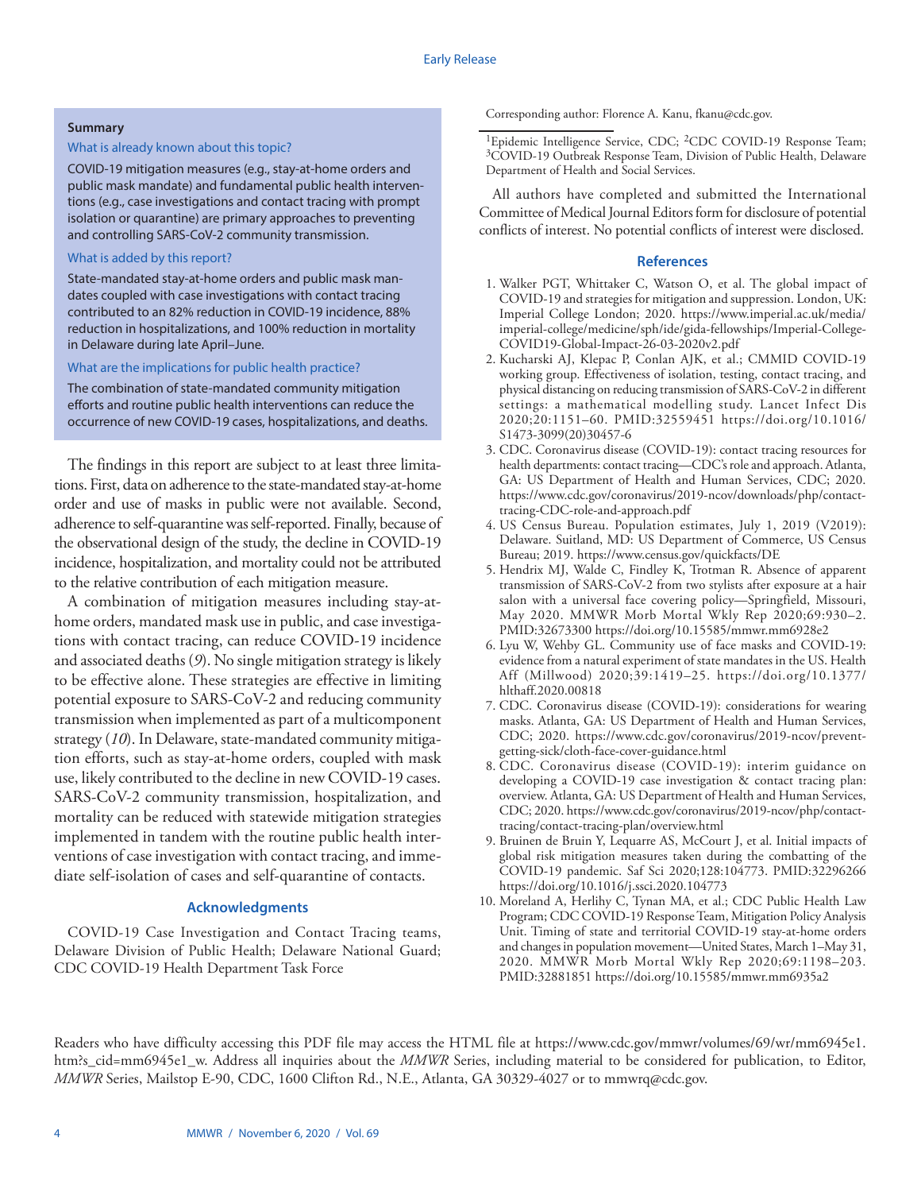**Summary**

**What is already known about this topic?**

COVID-19 mitigation measures (e.g., stay-at-home orders and public mask mandate) and fundamental public health interventions (e.g., case investigations and contact tracing with prompt isolation or quarantine) are primary approaches to preventing and controlling SARS-CoV-2 community transmission.

**What is added by this report?**

State-mandated stay-at-home orders and public mask mandates coupled with case investigations with contact tracing contributed to an 82% reduction in COVID-19 incidence, 88% reduction in hospitalizations, and 100% reduction in mortality in Delaware during late April–June.

**What are the implications for public health practice?**

The combination of state-mandated community mitigation efforts and routine public health interventions can reduce the occurrence of new COVID-19 cases, hospitalizations, and deaths.

The findings in this report are subject to at least three limitations. First, data on adherence to the state-mandated stay-at-home order and use of masks in public were not available. Second, adherence to self-quarantine was self-reported. Finally, because of the observational design of the study, the decline in COVID-19 incidence, hospitalization, and mortality could not be attributed to the relative contribution of each mitigation measure.

A combination of mitigation measures including stay-at-home orders, mandated mask use in public, and case investigations with contact tracing, can reduce COVID-19 incidence and associated deaths (*9*). No single mitigation strategy is likely to be effective alone. These strategies are effective in limiting potential exposure to SARS-CoV-2 and reducing community transmission when implemented as part of a multicomponent strategy (*10*). In Delaware, state-mandated community mitigation efforts, such as stay-at-home orders, coupled with mask use, likely contributed to the decline in new COVID-19 cases. SARS-CoV-2 community transmission, hospitalization, and mortality can be reduced with statewide mitigation strategies implemented in tandem with the routine public health interventions of case investigation with contact tracing, and immediate self-isolation of cases and self-quarantine of contacts.

## Acknowledgments

COVID-19 Case Investigation and Contact Tracing teams, Delaware Division of Public Health; Delaware National Guard; CDC COVID-19 Health Department Task Force

Corresponding author: Florence A. Kanu, fkanu@cdc.gov.

[1]Epidemic Intelligence Service, CDC; [2]CDC COVID-19 Response Team; [3]COVID-19 Outbreak Response Team, Division of Public Health, Delaware Department of Health and Social Services.

All authors have completed and submitted the International Committee of Medical Journal Editors form for disclosure of potential conflicts of interest. No potential conflicts of interest were disclosed.

## References

1. Walker PGT, Whittaker C, Watson O, et al. The global impact of COVID-19 and strategies for mitigation and suppression. London, UK: Imperial College London; 2020. https://www.imperial.ac.uk/media/imperial-college/medicine/sph/ide/gida-fellowships/Imperial-College-COVID19-Global-Impact-26-03-2020v2.pdf
2. Kucharski AJ, Klepac P, Conlan AJK, et al.; CMMID COVID-19 working group. Effectiveness of isolation, testing, contact tracing, and physical distancing on reducing transmission of SARS-CoV-2 in different settings: a mathematical modelling study. Lancet Infect Dis 2020;20:1151–60. PMID:32559451 https://doi.org/10.1016/S1473-3099(20)30457-6
3. CDC. Coronavirus disease (COVID-19): contact tracing resources for health departments: contact tracing—CDC's role and approach. Atlanta, GA: US Department of Health and Human Services, CDC; 2020. https://www.cdc.gov/coronavirus/2019-ncov/downloads/php/contact-tracing-CDC-role-and-approach.pdf
4. US Census Bureau. Population estimates, July 1, 2019 (V2019): Delaware. Suitland, MD: US Department of Commerce, US Census Bureau; 2019. https://www.census.gov/quickfacts/DE
5. Hendrix MJ, Walde C, Findley K, Trotman R. Absence of apparent transmission of SARS-CoV-2 from two stylists after exposure at a hair salon with a universal face covering policy—Springfield, Missouri, May 2020. MMWR Morb Mortal Wkly Rep 2020;69:930–2. PMID:32673300 https://doi.org/10.15585/mmwr.mm6928e2
6. Lyu W, Wehby GL. Community use of face masks and COVID-19: evidence from a natural experiment of state mandates in the US. Health Aff (Millwood) 2020;39:1419–25. https://doi.org/10.1377/hlthaff.2020.00818
7. CDC. Coronavirus disease (COVID-19): considerations for wearing masks. Atlanta, GA: US Department of Health and Human Services, CDC; 2020. https://www.cdc.gov/coronavirus/2019-ncov/prevent-getting-sick/cloth-face-cover-guidance.html
8. CDC. Coronavirus disease (COVID-19): interim guidance on developing a COVID-19 case investigation & contact tracing plan: overview. Atlanta, GA: US Department of Health and Human Services, CDC; 2020. https://www.cdc.gov/coronavirus/2019-ncov/php/contact-tracing/contact-tracing-plan/overview.html
9. Bruinen de Bruin Y, Lequarre AS, McCourt J, et al. Initial impacts of global risk mitigation measures taken during the combatting of the COVID-19 pandemic. Saf Sci 2020;128:104773. PMID:32296266 https://doi.org/10.1016/j.ssci.2020.104773
10. Moreland A, Herlihy C, Tynan MA, et al.; CDC Public Health Law Program; CDC COVID-19 Response Team, Mitigation Policy Analysis Unit. Timing of state and territorial COVID-19 stay-at-home orders and changes in population movement—United States, March 1–May 31, 2020. MMWR Morb Mortal Wkly Rep 2020;69:1198–203. PMID:32881851 https://doi.org/10.15585/mmwr.mm6935a2

Readers who have difficulty accessing this PDF file may access the HTML file at https://www.cdc.gov/mmwr/volumes/69/wr/mm6945e1.htm?s_cid=mm6945e1_w. Address all inquiries about the *MMWR* Series, including material to be considered for publication, to Editor, *MMWR* Series, Mailstop E-90, CDC, 1600 Clifton Rd., N.E., Atlanta, GA 30329-4027 or to mmwrq@cdc.gov.